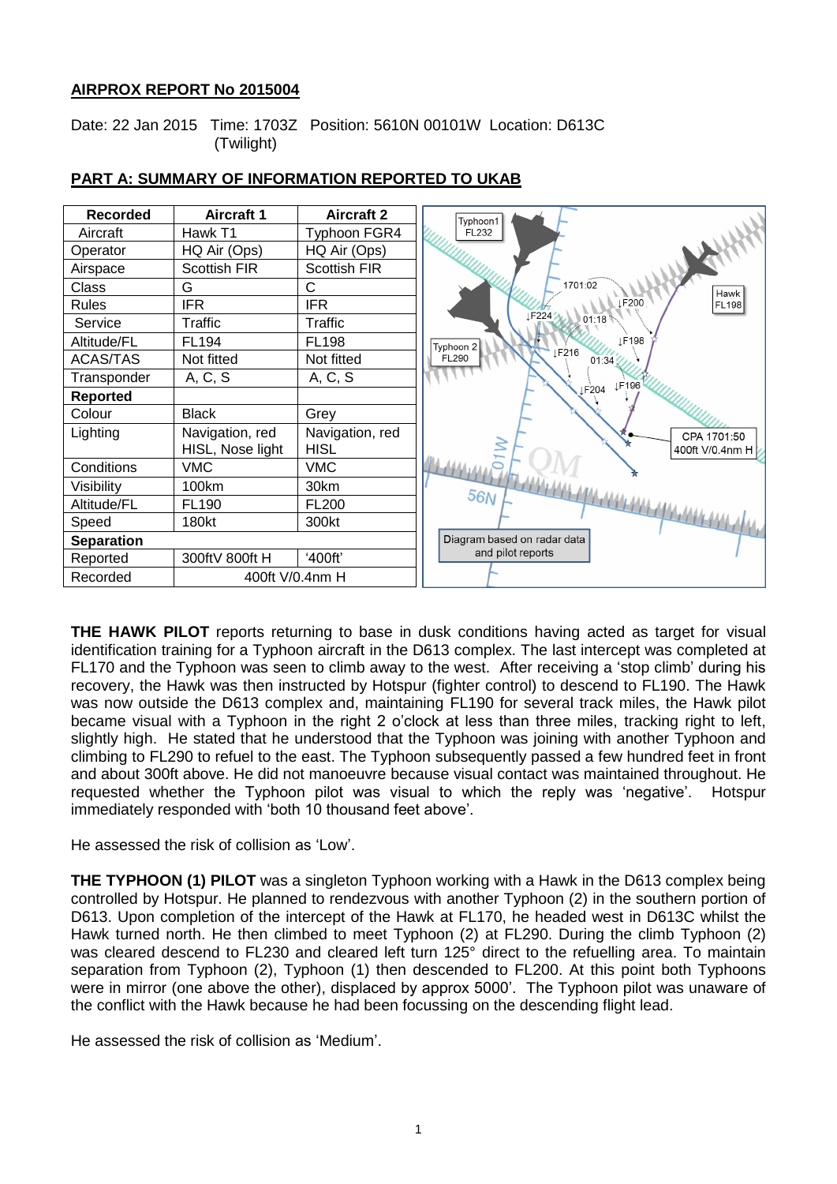**AIRPROX REPORT No 2015004**

Date: 22 Jan 2015 Time: 1703Z Position: 5610N 00101W Location: D613C (Twilight)

**PART A: SUMMARY OF INFORMATION REPORTED TO UKAB**

| Recorded | Aircraft 1 | Aircraft 2 |
|---|---|---|
| Aircraft | Hawk T1 | Typhoon FGR4 |
| Operator | HQ Air (Ops) | HQ Air (Ops) |
| Airspace | Scottish FIR | Scottish FIR |
| Class | G | C |
| Rules | IFR | IFR |
| Service | Traffic | Traffic |
| Altitude/FL | FL194 | FL198 |
| ACAS/TAS | Not fitted | Not fitted |
| Transponder | A, C, S | A, C, S |
| **Reported** | | |
| Colour | Black | Grey |
| Lighting | Navigation, red HISL, Nose light | Navigation, red HISL |
| Conditions | VMC | VMC |
| Visibility | 100km | 30km |
| Altitude/FL | FL190 | FL200 |
| Speed | 180kt | 300kt |
| **Separation** | | |
| Reported | 300ftV 800ft H | '400ft' |
| Recorded | 400ft V/0.4nm H | |

Diagram based on radar data and pilot reports

**THE HAWK PILOT** reports returning to base in dusk conditions having acted as target for visual identification training for a Typhoon aircraft in the D613 complex. The last intercept was completed at FL170 and the Typhoon was seen to climb away to the west. After receiving a 'stop climb' during his recovery, the Hawk was then instructed by Hotspur (fighter control) to descend to FL190. The Hawk was now outside the D613 complex and, maintaining FL190 for several track miles, the Hawk pilot became visual with a Typhoon in the right 2 o'clock at less than three miles, tracking right to left, slightly high. He stated that he understood that the Typhoon was joining with another Typhoon and climbing to FL290 to refuel to the east. The Typhoon subsequently passed a few hundred feet in front and about 300ft above. He did not manoeuvre because visual contact was maintained throughout. He requested whether the Typhoon pilot was visual to which the reply was 'negative'. Hotspur immediately responded with 'both 10 thousand feet above'.

He assessed the risk of collision as 'Low'.

**THE TYPHOON (1) PILOT** was a singleton Typhoon working with a Hawk in the D613 complex being controlled by Hotspur. He planned to rendezvous with another Typhoon (2) in the southern portion of D613. Upon completion of the intercept of the Hawk at FL170, he headed west in D613C whilst the Hawk turned north. He then climbed to meet Typhoon (2) at FL290. During the climb Typhoon (2) was cleared descend to FL230 and cleared left turn 125° direct to the refuelling area. To maintain separation from Typhoon (2), Typhoon (1) then descended to FL200. At this point both Typhoons were in mirror (one above the other), displaced by approx 5000'. The Typhoon pilot was unaware of the conflict with the Hawk because he had been focussing on the descending flight lead.

He assessed the risk of collision as 'Medium'.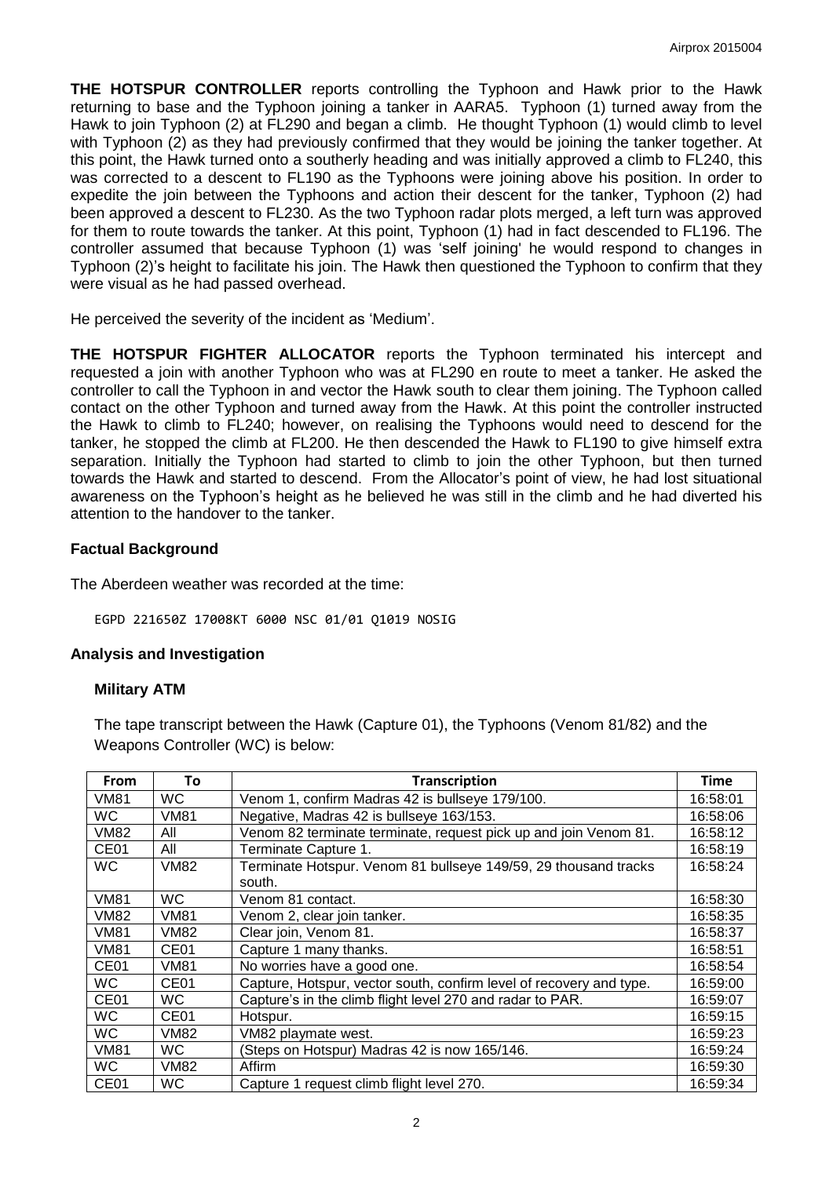**THE HOTSPUR CONTROLLER** reports controlling the Typhoon and Hawk prior to the Hawk returning to base and the Typhoon joining a tanker in AARA5. Typhoon (1) turned away from the Hawk to join Typhoon (2) at FL290 and began a climb. He thought Typhoon (1) would climb to level with Typhoon (2) as they had previously confirmed that they would be joining the tanker together. At this point, the Hawk turned onto a southerly heading and was initially approved a climb to FL240, this was corrected to a descent to FL190 as the Typhoons were joining above his position. In order to expedite the join between the Typhoons and action their descent for the tanker, Typhoon (2) had been approved a descent to FL230. As the two Typhoon radar plots merged, a left turn was approved for them to route towards the tanker. At this point, Typhoon (1) had in fact descended to FL196. The controller assumed that because Typhoon (1) was 'self joining' he would respond to changes in Typhoon (2)'s height to facilitate his join. The Hawk then questioned the Typhoon to confirm that they were visual as he had passed overhead.

He perceived the severity of the incident as 'Medium'.

**THE HOTSPUR FIGHTER ALLOCATOR** reports the Typhoon terminated his intercept and requested a join with another Typhoon who was at FL290 en route to meet a tanker. He asked the controller to call the Typhoon in and vector the Hawk south to clear them joining. The Typhoon called contact on the other Typhoon and turned away from the Hawk. At this point the controller instructed the Hawk to climb to FL240; however, on realising the Typhoons would need to descend for the tanker, he stopped the climb at FL200. He then descended the Hawk to FL190 to give himself extra separation. Initially the Typhoon had started to climb to join the other Typhoon, but then turned towards the Hawk and started to descend. From the Allocator's point of view, he had lost situational awareness on the Typhoon's height as he believed he was still in the climb and he had diverted his attention to the handover to the tanker.

## Factual Background

The Aberdeen weather was recorded at the time:

```
EGPD 221650Z 17008KT 6000 NSC 01/01 Q1019 NOSIG
```

## Analysis and Investigation

### Military ATM

The tape transcript between the Hawk (Capture 01), the Typhoons (Venom 81/82) and the Weapons Controller (WC) is below:

| From | To | Transcription | Time |
|---|---|---|---|
| VM81 | WC | Venom 1, confirm Madras 42 is bullseye 179/100. | 16:58:01 |
| WC | VM81 | Negative, Madras 42 is bullseye 163/153. | 16:58:06 |
| VM82 | All | Venom 82 terminate terminate, request pick up and join Venom 81. | 16:58:12 |
| CE01 | All | Terminate Capture 1. | 16:58:19 |
| WC | VM82 | Terminate Hotspur. Venom 81 bullseye 149/59, 29 thousand tracks south. | 16:58:24 |
| VM81 | WC | Venom 81 contact. | 16:58:30 |
| VM82 | VM81 | Venom 2, clear join tanker. | 16:58:35 |
| VM81 | VM82 | Clear join, Venom 81. | 16:58:37 |
| VM81 | CE01 | Capture 1 many thanks. | 16:58:51 |
| CE01 | VM81 | No worries have a good one. | 16:58:54 |
| WC | CE01 | Capture, Hotspur, vector south, confirm level of recovery and type. | 16:59:00 |
| CE01 | WC | Capture's in the climb flight level 270 and radar to PAR. | 16:59:07 |
| WC | CE01 | Hotspur. | 16:59:15 |
| WC | VM82 | VM82 playmate west. | 16:59:23 |
| VM81 | WC | (Steps on Hotspur) Madras 42 is now 165/146. | 16:59:24 |
| WC | VM82 | Affirm | 16:59:30 |
| CE01 | WC | Capture 1 request climb flight level 270. | 16:59:34 |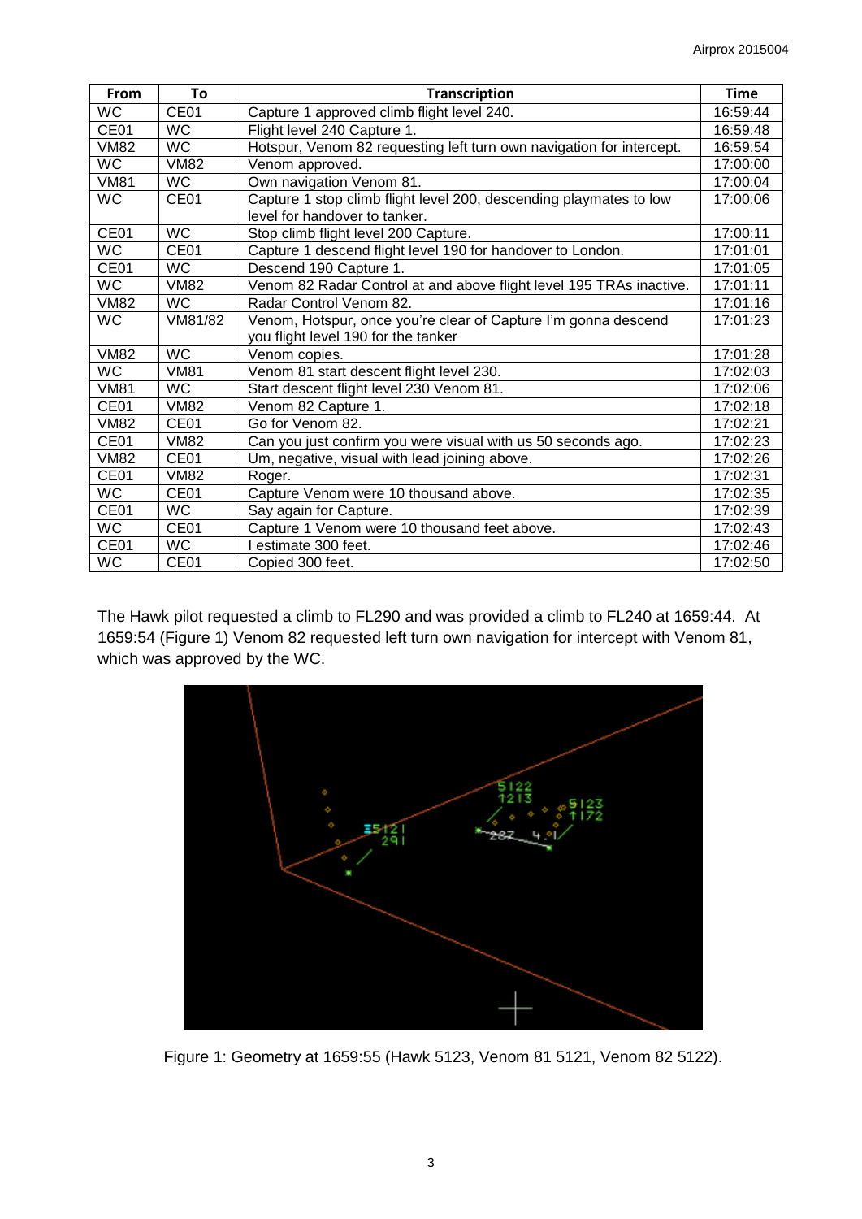| From | To | Transcription | Time |
|---|---|---|---|
| WC | CE01 | Capture 1 approved climb flight level 240. | 16:59:44 |
| CE01 | WC | Flight level 240 Capture 1. | 16:59:48 |
| VM82 | WC | Hotspur, Venom 82 requesting left turn own navigation for intercept. | 16:59:54 |
| WC | VM82 | Venom approved. | 17:00:00 |
| VM81 | WC | Own navigation Venom 81. | 17:00:04 |
| WC | CE01 | Capture 1 stop climb flight level 200, descending playmates to low level for handover to tanker. | 17:00:06 |
| CE01 | WC | Stop climb flight level 200 Capture. | 17:00:11 |
| WC | CE01 | Capture 1 descend flight level 190 for handover to London. | 17:01:01 |
| CE01 | WC | Descend 190 Capture 1. | 17:01:05 |
| WC | VM82 | Venom 82 Radar Control at and above flight level 195 TRAs inactive. | 17:01:11 |
| VM82 | WC | Radar Control Venom 82. | 17:01:16 |
| WC | VM81/82 | Venom, Hotspur, once you're clear of Capture I'm gonna descend you flight level 190 for the tanker | 17:01:23 |
| VM82 | WC | Venom copies. | 17:01:28 |
| WC | VM81 | Venom 81 start descent flight level 230. | 17:02:03 |
| VM81 | WC | Start descent flight level 230 Venom 81. | 17:02:06 |
| CE01 | VM82 | Venom 82 Capture 1. | 17:02:18 |
| VM82 | CE01 | Go for Venom 82. | 17:02:21 |
| CE01 | VM82 | Can you just confirm you were visual with us 50 seconds ago. | 17:02:23 |
| VM82 | CE01 | Um, negative, visual with lead joining above. | 17:02:26 |
| CE01 | VM82 | Roger. | 17:02:31 |
| WC | CE01 | Capture Venom were 10 thousand above. | 17:02:35 |
| CE01 | WC | Say again for Capture. | 17:02:39 |
| WC | CE01 | Capture 1 Venom were 10 thousand feet above. | 17:02:43 |
| CE01 | WC | I estimate 300 feet. | 17:02:46 |
| WC | CE01 | Copied 300 feet. | 17:02:50 |

The Hawk pilot requested a climb to FL290 and was provided a climb to FL240 at 1659:44. At 1659:54 (Figure 1) Venom 82 requested left turn own navigation for intercept with Venom 81, which was approved by the WC.

Figure 1: Geometry at 1659:55 (Hawk 5123, Venom 81 5121, Venom 82 5122).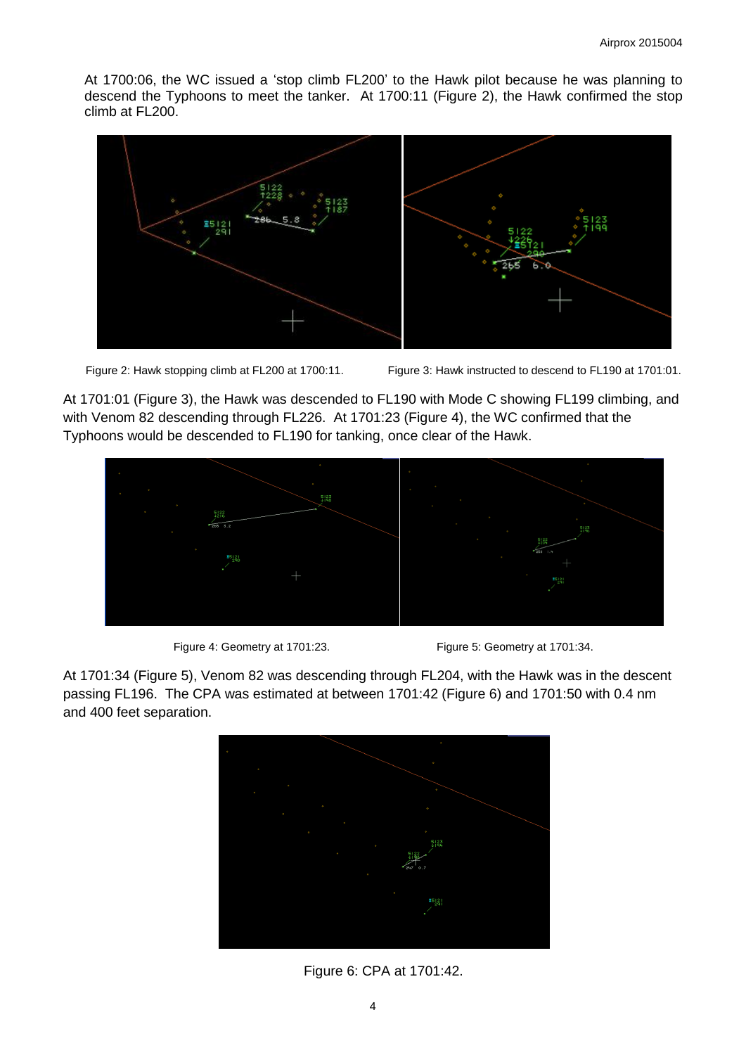At 1700:06, the WC issued a 'stop climb FL200' to the Hawk pilot because he was planning to descend the Typhoons to meet the tanker. At 1700:11 (Figure 2), the Hawk confirmed the stop climb at FL200.

Figure 2: Hawk stopping climb at FL200 at 1700:11.

Figure 3: Hawk instructed to descend to FL190 at 1701:01.

At 1701:01 (Figure 3), the Hawk was descended to FL190 with Mode C showing FL199 climbing, and with Venom 82 descending through FL226. At 1701:23 (Figure 4), the WC confirmed that the Typhoons would be descended to FL190 for tanking, once clear of the Hawk.

Figure 4: Geometry at 1701:23.

Figure 5: Geometry at 1701:34.

At 1701:34 (Figure 5), Venom 82 was descending through FL204, with the Hawk was in the descent passing FL196. The CPA was estimated at between 1701:42 (Figure 6) and 1701:50 with 0.4 nm and 400 feet separation.

Figure 6: CPA at 1701:42.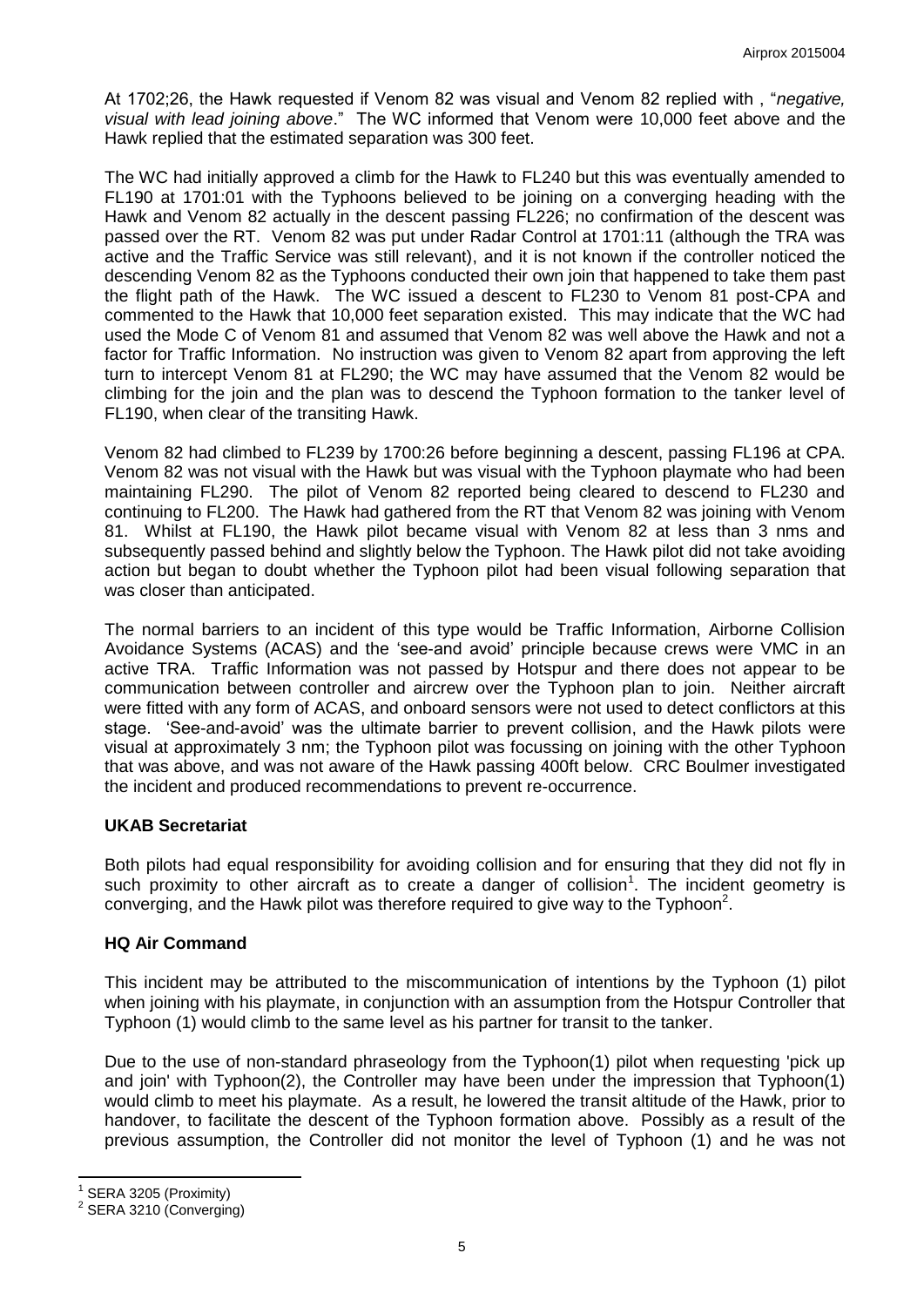At 1702;26, the Hawk requested if Venom 82 was visual and Venom 82 replied with , "*negative, visual with lead joining above*." The WC informed that Venom were 10,000 feet above and the Hawk replied that the estimated separation was 300 feet.

The WC had initially approved a climb for the Hawk to FL240 but this was eventually amended to FL190 at 1701:01 with the Typhoons believed to be joining on a converging heading with the Hawk and Venom 82 actually in the descent passing FL226; no confirmation of the descent was passed over the RT. Venom 82 was put under Radar Control at 1701:11 (although the TRA was active and the Traffic Service was still relevant), and it is not known if the controller noticed the descending Venom 82 as the Typhoons conducted their own join that happened to take them past the flight path of the Hawk. The WC issued a descent to FL230 to Venom 81 post-CPA and commented to the Hawk that 10,000 feet separation existed. This may indicate that the WC had used the Mode C of Venom 81 and assumed that Venom 82 was well above the Hawk and not a factor for Traffic Information. No instruction was given to Venom 82 apart from approving the left turn to intercept Venom 81 at FL290; the WC may have assumed that the Venom 82 would be climbing for the join and the plan was to descend the Typhoon formation to the tanker level of FL190, when clear of the transiting Hawk.

Venom 82 had climbed to FL239 by 1700:26 before beginning a descent, passing FL196 at CPA. Venom 82 was not visual with the Hawk but was visual with the Typhoon playmate who had been maintaining FL290. The pilot of Venom 82 reported being cleared to descend to FL230 and continuing to FL200. The Hawk had gathered from the RT that Venom 82 was joining with Venom 81. Whilst at FL190, the Hawk pilot became visual with Venom 82 at less than 3 nms and subsequently passed behind and slightly below the Typhoon. The Hawk pilot did not take avoiding action but began to doubt whether the Typhoon pilot had been visual following separation that was closer than anticipated.

The normal barriers to an incident of this type would be Traffic Information, Airborne Collision Avoidance Systems (ACAS) and the 'see-and avoid' principle because crews were VMC in an active TRA. Traffic Information was not passed by Hotspur and there does not appear to be communication between controller and aircrew over the Typhoon plan to join. Neither aircraft were fitted with any form of ACAS, and onboard sensors were not used to detect conflictors at this stage. 'See-and-avoid' was the ultimate barrier to prevent collision, and the Hawk pilots were visual at approximately 3 nm; the Typhoon pilot was focussing on joining with the other Typhoon that was above, and was not aware of the Hawk passing 400ft below. CRC Boulmer investigated the incident and produced recommendations to prevent re-occurrence.

### UKAB Secretariat

Both pilots had equal responsibility for avoiding collision and for ensuring that they did not fly in such proximity to other aircraft as to create a danger of collision[1]. The incident geometry is converging, and the Hawk pilot was therefore required to give way to the Typhoon[2].

### HQ Air Command

This incident may be attributed to the miscommunication of intentions by the Typhoon (1) pilot when joining with his playmate, in conjunction with an assumption from the Hotspur Controller that Typhoon (1) would climb to the same level as his partner for transit to the tanker.

Due to the use of non-standard phraseology from the Typhoon(1) pilot when requesting 'pick up and join' with Typhoon(2), the Controller may have been under the impression that Typhoon(1) would climb to meet his playmate. As a result, he lowered the transit altitude of the Hawk, prior to handover, to facilitate the descent of the Typhoon formation above. Possibly as a result of the previous assumption, the Controller did not monitor the level of Typhoon (1) and he was not

---

[1] SERA 3205 (Proximity)

[2] SERA 3210 (Converging)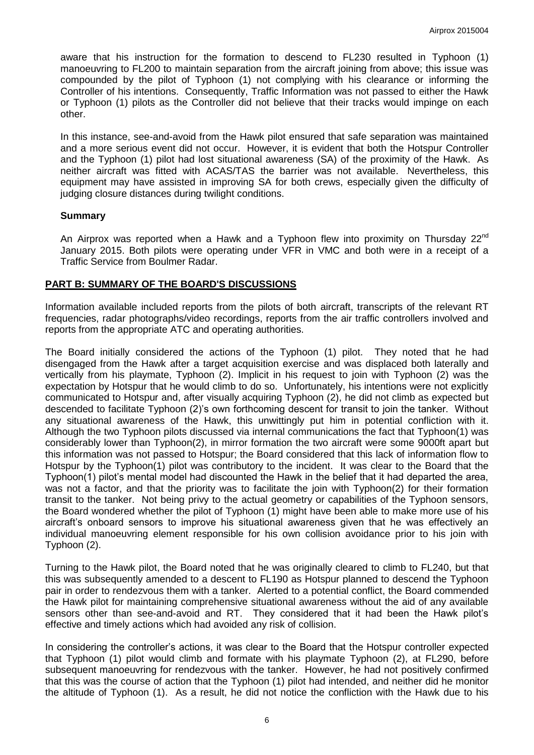aware that his instruction for the formation to descend to FL230 resulted in Typhoon (1) manoeuvring to FL200 to maintain separation from the aircraft joining from above; this issue was compounded by the pilot of Typhoon (1) not complying with his clearance or informing the Controller of his intentions. Consequently, Traffic Information was not passed to either the Hawk or Typhoon (1) pilots as the Controller did not believe that their tracks would impinge on each other.

In this instance, see-and-avoid from the Hawk pilot ensured that safe separation was maintained and a more serious event did not occur. However, it is evident that both the Hotspur Controller and the Typhoon (1) pilot had lost situational awareness (SA) of the proximity of the Hawk. As neither aircraft was fitted with ACAS/TAS the barrier was not available. Nevertheless, this equipment may have assisted in improving SA for both crews, especially given the difficulty of judging closure distances during twilight conditions.

### Summary

An Airprox was reported when a Hawk and a Typhoon flew into proximity on Thursday 22nd January 2015. Both pilots were operating under VFR in VMC and both were in a receipt of a Traffic Service from Boulmer Radar.

## PART B: SUMMARY OF THE BOARD'S DISCUSSIONS

Information available included reports from the pilots of both aircraft, transcripts of the relevant RT frequencies, radar photographs/video recordings, reports from the air traffic controllers involved and reports from the appropriate ATC and operating authorities.

The Board initially considered the actions of the Typhoon (1) pilot. They noted that he had disengaged from the Hawk after a target acquisition exercise and was displaced both laterally and vertically from his playmate, Typhoon (2). Implicit in his request to join with Typhoon (2) was the expectation by Hotspur that he would climb to do so. Unfortunately, his intentions were not explicitly communicated to Hotspur and, after visually acquiring Typhoon (2), he did not climb as expected but descended to facilitate Typhoon (2)'s own forthcoming descent for transit to join the tanker. Without any situational awareness of the Hawk, this unwittingly put him in potential confliction with it. Although the two Typhoon pilots discussed via internal communications the fact that Typhoon(1) was considerably lower than Typhoon(2), in mirror formation the two aircraft were some 9000ft apart but this information was not passed to Hotspur; the Board considered that this lack of information flow to Hotspur by the Typhoon(1) pilot was contributory to the incident. It was clear to the Board that the Typhoon(1) pilot's mental model had discounted the Hawk in the belief that it had departed the area, was not a factor, and that the priority was to facilitate the join with Typhoon(2) for their formation transit to the tanker. Not being privy to the actual geometry or capabilities of the Typhoon sensors, the Board wondered whether the pilot of Typhoon (1) might have been able to make more use of his aircraft's onboard sensors to improve his situational awareness given that he was effectively an individual manoeuvring element responsible for his own collision avoidance prior to his join with Typhoon (2).

Turning to the Hawk pilot, the Board noted that he was originally cleared to climb to FL240, but that this was subsequently amended to a descent to FL190 as Hotspur planned to descend the Typhoon pair in order to rendezvous them with a tanker. Alerted to a potential conflict, the Board commended the Hawk pilot for maintaining comprehensive situational awareness without the aid of any available sensors other than see-and-avoid and RT. They considered that it had been the Hawk pilot's effective and timely actions which had avoided any risk of collision.

In considering the controller's actions, it was clear to the Board that the Hotspur controller expected that Typhoon (1) pilot would climb and formate with his playmate Typhoon (2), at FL290, before subsequent manoeuvring for rendezvous with the tanker. However, he had not positively confirmed that this was the course of action that the Typhoon (1) pilot had intended, and neither did he monitor the altitude of Typhoon (1). As a result, he did not notice the confliction with the Hawk due to his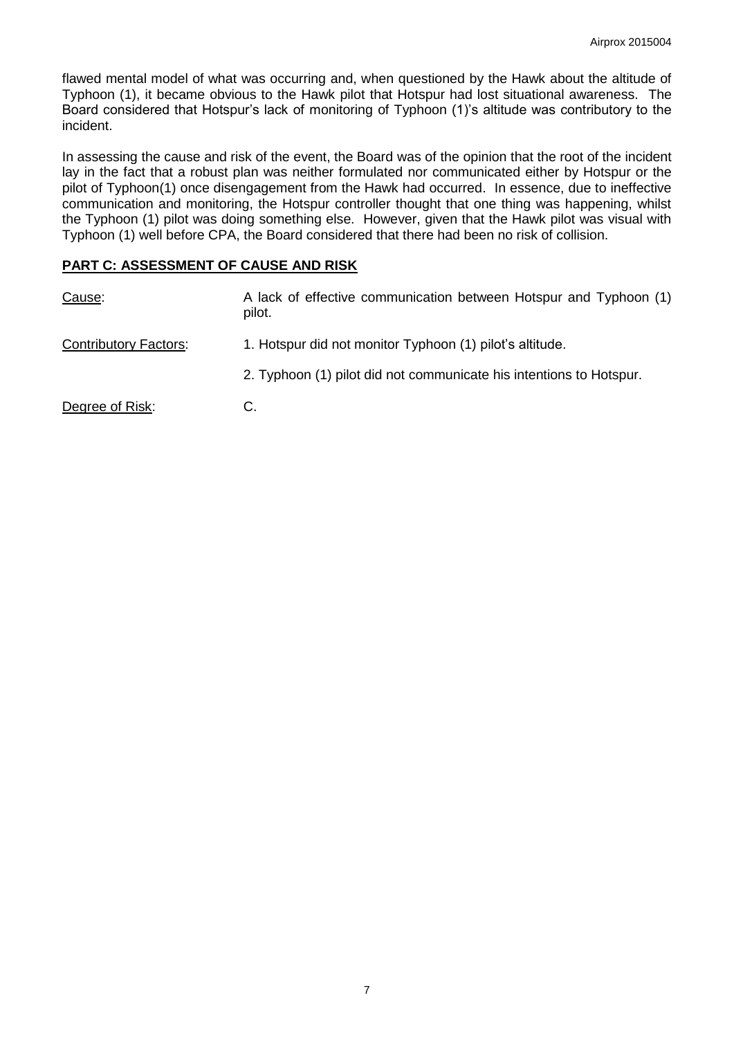flawed mental model of what was occurring and, when questioned by the Hawk about the altitude of Typhoon (1), it became obvious to the Hawk pilot that Hotspur had lost situational awareness. The Board considered that Hotspur's lack of monitoring of Typhoon (1)'s altitude was contributory to the incident.

In assessing the cause and risk of the event, the Board was of the opinion that the root of the incident lay in the fact that a robust plan was neither formulated nor communicated either by Hotspur or the pilot of Typhoon(1) once disengagement from the Hawk had occurred. In essence, due to ineffective communication and monitoring, the Hotspur controller thought that one thing was happening, whilst the Typhoon (1) pilot was doing something else. However, given that the Hawk pilot was visual with Typhoon (1) well before CPA, the Board considered that there had been no risk of collision.

## PART C: ASSESSMENT OF CAUSE AND RISK

| | |
|---|---|
| Cause: | A lack of effective communication between Hotspur and Typhoon (1) pilot. |
| Contributory Factors: | 1. Hotspur did not monitor Typhoon (1) pilot's altitude. |
| | 2. Typhoon (1) pilot did not communicate his intentions to Hotspur. |
| Degree of Risk: | C. |